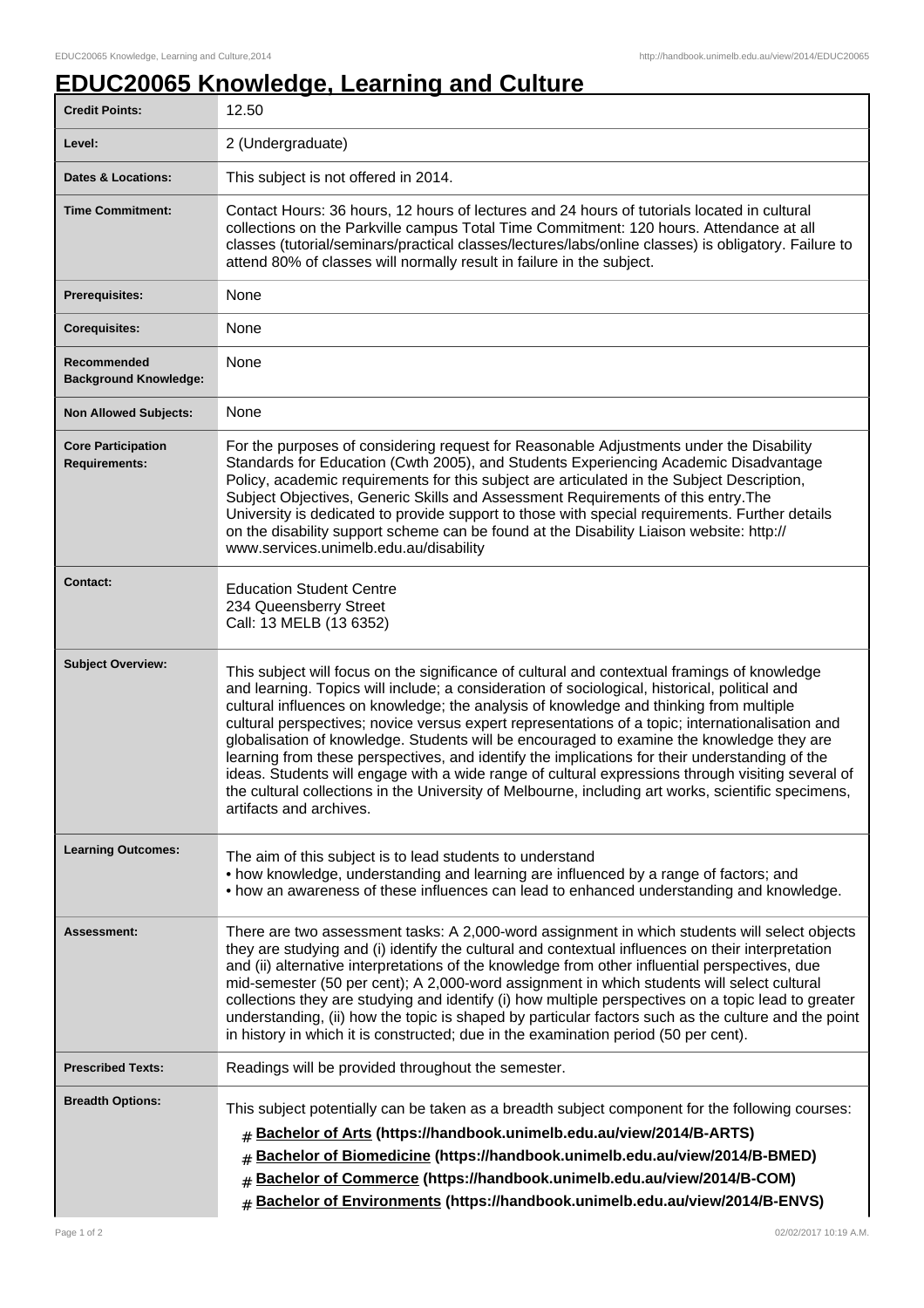# EDUC20065 Knowledge, Learning and Culture

| | |
|---|---|
| **Credit Points:** | 12.50 |
| **Level:** | 2 (Undergraduate) |
| **Dates & Locations:** | This subject is not offered in 2014. |
| **Time Commitment:** | Contact Hours: 36 hours, 12 hours of lectures and 24 hours of tutorials located in cultural collections on the Parkville campus Total Time Commitment: 120 hours. Attendance at all classes (tutorial/seminars/practical classes/lectures/labs/online classes) is obligatory. Failure to attend 80% of classes will normally result in failure in the subject. |
| **Prerequisites:** | None |
| **Corequisites:** | None |
| **Recommended Background Knowledge:** | None |
| **Non Allowed Subjects:** | None |
| **Core Participation Requirements:** | For the purposes of considering request for Reasonable Adjustments under the Disability Standards for Education (Cwth 2005), and Students Experiencing Academic Disadvantage Policy, academic requirements for this subject are articulated in the Subject Description, Subject Objectives, Generic Skills and Assessment Requirements of this entry.The University is dedicated to provide support to those with special requirements. Further details on the disability support scheme can be found at the Disability Liaison website: http://www.services.unimelb.edu.au/disability |
| **Contact:** | Education Student Centre<br>234 Queensberry Street<br>Call: 13 MELB (13 6352) |
| **Subject Overview:** | This subject will focus on the significance of cultural and contextual framings of knowledge and learning. Topics will include; a consideration of sociological, historical, political and cultural influences on knowledge; the analysis of knowledge and thinking from multiple cultural perspectives; novice versus expert representations of a topic; internationalisation and globalisation of knowledge. Students will be encouraged to examine the knowledge they are learning from these perspectives, and identify the implications for their understanding of the ideas. Students will engage with a wide range of cultural expressions through visiting several of the cultural collections in the University of Melbourne, including art works, scientific specimens, artifacts and archives. |
| **Learning Outcomes:** | The aim of this subject is to lead students to understand<br>• how knowledge, understanding and learning are influenced by a range of factors; and<br>• how an awareness of these influences can lead to enhanced understanding and knowledge. |
| **Assessment:** | There are two assessment tasks: A 2,000-word assignment in which students will select objects they are studying and (i) identify the cultural and contextual influences on their interpretation and (ii) alternative interpretations of the knowledge from other influential perspectives, due mid-semester (50 per cent); A 2,000-word assignment in which students will select cultural collections they are studying and identify (i) how multiple perspectives on a topic lead to greater understanding, (ii) how the topic is shaped by particular factors such as the culture and the point in history in which it is constructed; due in the examination period (50 per cent). |
| **Prescribed Texts:** | Readings will be provided throughout the semester. |
| **Breadth Options:** | This subject potentially can be taken as a breadth subject component for the following courses:<br># **Bachelor of Arts** (https://handbook.unimelb.edu.au/view/2014/B-ARTS)<br># **Bachelor of Biomedicine** (https://handbook.unimelb.edu.au/view/2014/B-BMED)<br># **Bachelor of Commerce** (https://handbook.unimelb.edu.au/view/2014/B-COM)<br># **Bachelor of Environments** (https://handbook.unimelb.edu.au/view/2014/B-ENVS) |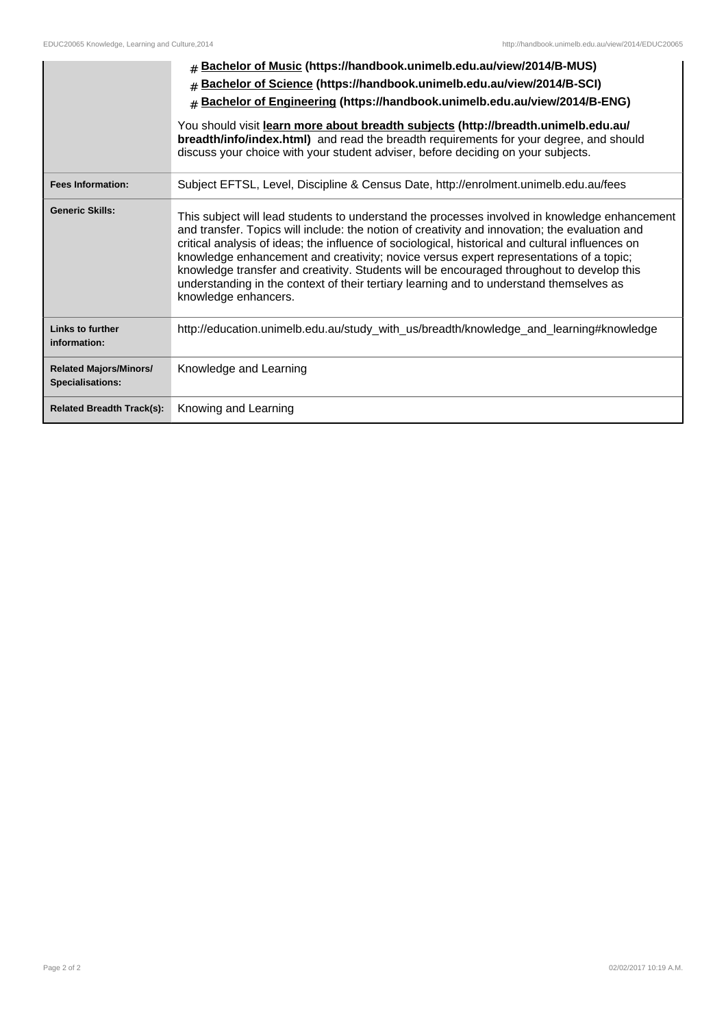| | |
|---|---|
| | # **Bachelor of Music (https://handbook.unimelb.edu.au/view/2014/B-MUS)**<br># **Bachelor of Science (https://handbook.unimelb.edu.au/view/2014/B-SCI)**<br># **Bachelor of Engineering (https://handbook.unimelb.edu.au/view/2014/B-ENG)**<br><br>You should visit **learn more about breadth subjects (http://breadth.unimelb.edu.au/breadth/info/index.html)** and read the breadth requirements for your degree, and should discuss your choice with your student adviser, before deciding on your subjects. |
| **Fees Information:** | Subject EFTSL, Level, Discipline & Census Date, http://enrolment.unimelb.edu.au/fees |
| **Generic Skills:** | This subject will lead students to understand the processes involved in knowledge enhancement and transfer. Topics will include: the notion of creativity and innovation; the evaluation and critical analysis of ideas; the influence of sociological, historical and cultural influences on knowledge enhancement and creativity; novice versus expert representations of a topic; knowledge transfer and creativity. Students will be encouraged throughout to develop this understanding in the context of their tertiary learning and to understand themselves as knowledge enhancers. |
| **Links to further information:** | http://education.unimelb.edu.au/study_with_us/breadth/knowledge_and_learning#knowledge |
| **Related Majors/Minors/ Specialisations:** | Knowledge and Learning |
| **Related Breadth Track(s):** | Knowing and Learning |